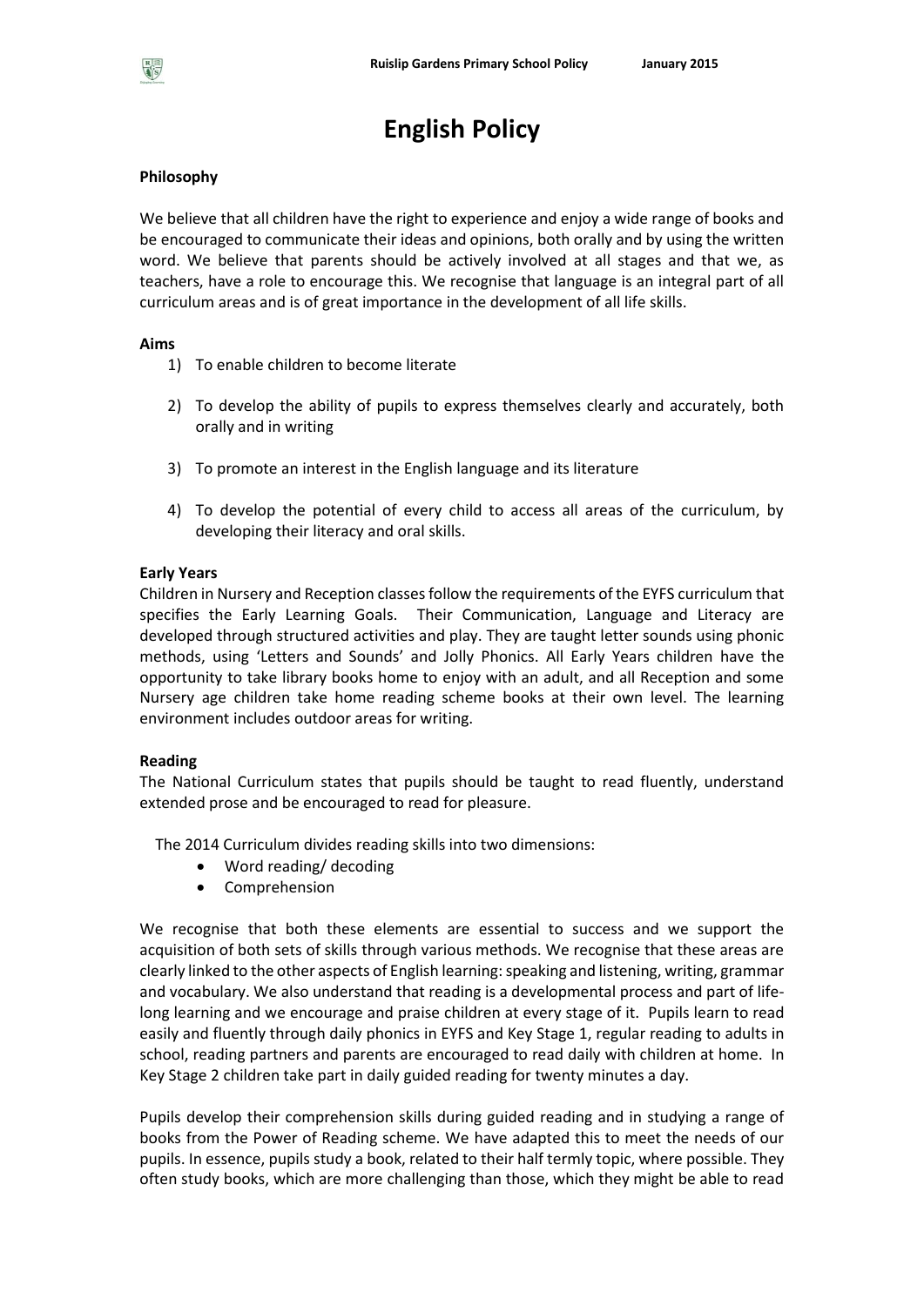# English Policy

**Philosophy**

We believe that all children have the right to experience and enjoy a wide range of books and be encouraged to communicate their ideas and opinions, both orally and by using the written word. We believe that parents should be actively involved at all stages and that we, as teachers, have a role to encourage this. We recognise that language is an integral part of all curriculum areas and is of great importance in the development of all life skills.

**Aims**

1) To enable children to become literate
2) To develop the ability of pupils to express themselves clearly and accurately, both orally and in writing
3) To promote an interest in the English language and its literature
4) To develop the potential of every child to access all areas of the curriculum, by developing their literacy and oral skills.

**Early Years**

Children in Nursery and Reception classes follow the requirements of the EYFS curriculum that specifies the Early Learning Goals. Their Communication, Language and Literacy are developed through structured activities and play. They are taught letter sounds using phonic methods, using 'Letters and Sounds' and Jolly Phonics. All Early Years children have the opportunity to take library books home to enjoy with an adult, and all Reception and some Nursery age children take home reading scheme books at their own level. The learning environment includes outdoor areas for writing.

**Reading**

The National Curriculum states that pupils should be taught to read fluently, understand extended prose and be encouraged to read for pleasure.

The 2014 Curriculum divides reading skills into two dimensions:

- Word reading/ decoding
- Comprehension

We recognise that both these elements are essential to success and we support the acquisition of both sets of skills through various methods. We recognise that these areas are clearly linked to the other aspects of English learning: speaking and listening, writing, grammar and vocabulary. We also understand that reading is a developmental process and part of life-long learning and we encourage and praise children at every stage of it. Pupils learn to read easily and fluently through daily phonics in EYFS and Key Stage 1, regular reading to adults in school, reading partners and parents are encouraged to read daily with children at home. In Key Stage 2 children take part in daily guided reading for twenty minutes a day.

Pupils develop their comprehension skills during guided reading and in studying a range of books from the Power of Reading scheme. We have adapted this to meet the needs of our pupils. In essence, pupils study a book, related to their half termly topic, where possible. They often study books, which are more challenging than those, which they might be able to read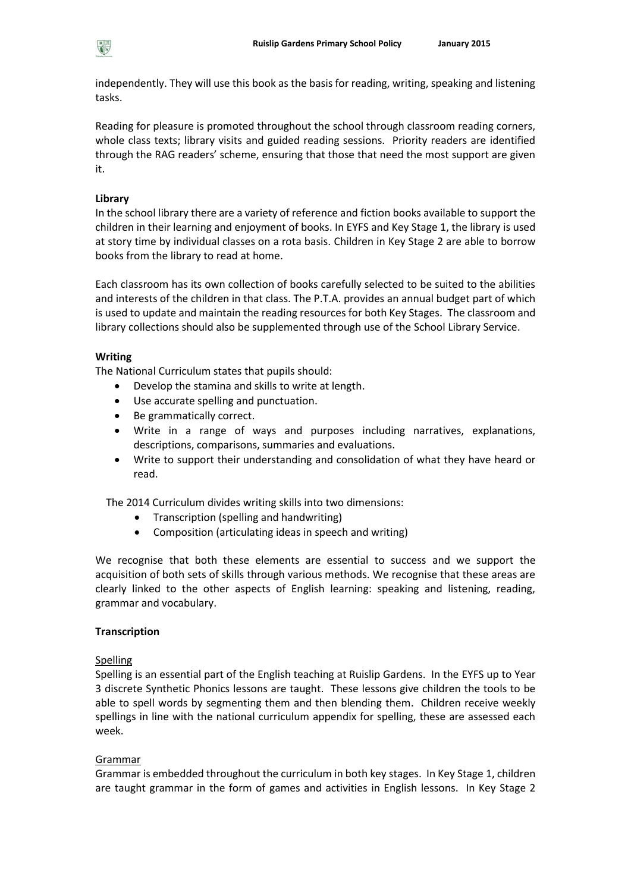independently. They will use this book as the basis for reading, writing, speaking and listening tasks.

Reading for pleasure is promoted throughout the school through classroom reading corners, whole class texts; library visits and guided reading sessions. Priority readers are identified through the RAG readers' scheme, ensuring that those that need the most support are given it.

**Library**

In the school library there are a variety of reference and fiction books available to support the children in their learning and enjoyment of books. In EYFS and Key Stage 1, the library is used at story time by individual classes on a rota basis. Children in Key Stage 2 are able to borrow books from the library to read at home.

Each classroom has its own collection of books carefully selected to be suited to the abilities and interests of the children in that class. The P.T.A. provides an annual budget part of which is used to update and maintain the reading resources for both Key Stages. The classroom and library collections should also be supplemented through use of the School Library Service.

**Writing**

The National Curriculum states that pupils should:

- Develop the stamina and skills to write at length.
- Use accurate spelling and punctuation.
- Be grammatically correct.
- Write in a range of ways and purposes including narratives, explanations, descriptions, comparisons, summaries and evaluations.
- Write to support their understanding and consolidation of what they have heard or read.

The 2014 Curriculum divides writing skills into two dimensions:

- Transcription (spelling and handwriting)
- Composition (articulating ideas in speech and writing)

We recognise that both these elements are essential to success and we support the acquisition of both sets of skills through various methods. We recognise that these areas are clearly linked to the other aspects of English learning: speaking and listening, reading, grammar and vocabulary.

**Transcription**

Spelling

Spelling is an essential part of the English teaching at Ruislip Gardens. In the EYFS up to Year 3 discrete Synthetic Phonics lessons are taught. These lessons give children the tools to be able to spell words by segmenting them and then blending them. Children receive weekly spellings in line with the national curriculum appendix for spelling, these are assessed each week.

Grammar

Grammar is embedded throughout the curriculum in both key stages. In Key Stage 1, children are taught grammar in the form of games and activities in English lessons. In Key Stage 2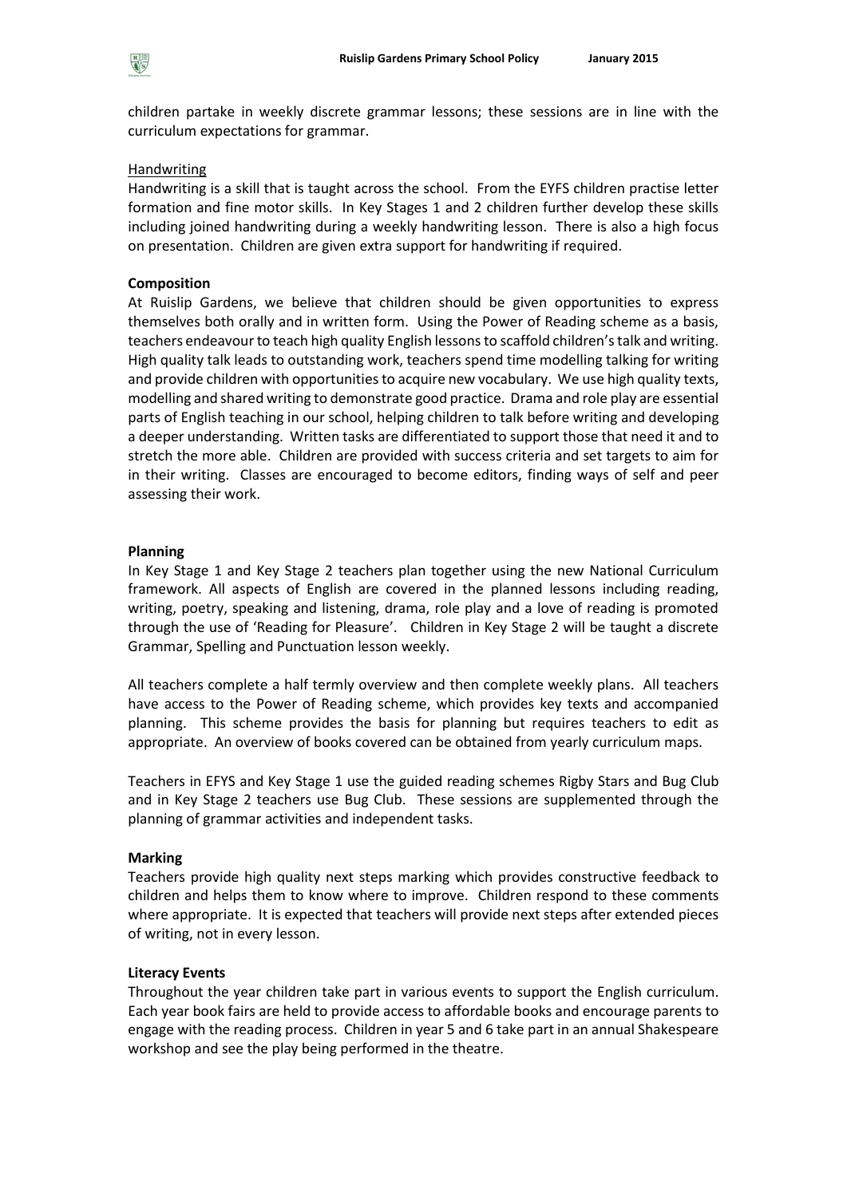children partake in weekly discrete grammar lessons; these sessions are in line with the curriculum expectations for grammar.

Handwriting

Handwriting is a skill that is taught across the school. From the EYFS children practise letter formation and fine motor skills. In Key Stages 1 and 2 children further develop these skills including joined handwriting during a weekly handwriting lesson. There is also a high focus on presentation. Children are given extra support for handwriting if required.

**Composition**

At Ruislip Gardens, we believe that children should be given opportunities to express themselves both orally and in written form. Using the Power of Reading scheme as a basis, teachers endeavour to teach high quality English lessons to scaffold children's talk and writing. High quality talk leads to outstanding work, teachers spend time modelling talking for writing and provide children with opportunities to acquire new vocabulary. We use high quality texts, modelling and shared writing to demonstrate good practice. Drama and role play are essential parts of English teaching in our school, helping children to talk before writing and developing a deeper understanding. Written tasks are differentiated to support those that need it and to stretch the more able. Children are provided with success criteria and set targets to aim for in their writing. Classes are encouraged to become editors, finding ways of self and peer assessing their work.

**Planning**

In Key Stage 1 and Key Stage 2 teachers plan together using the new National Curriculum framework. All aspects of English are covered in the planned lessons including reading, writing, poetry, speaking and listening, drama, role play and a love of reading is promoted through the use of 'Reading for Pleasure'. Children in Key Stage 2 will be taught a discrete Grammar, Spelling and Punctuation lesson weekly.

All teachers complete a half termly overview and then complete weekly plans. All teachers have access to the Power of Reading scheme, which provides key texts and accompanied planning. This scheme provides the basis for planning but requires teachers to edit as appropriate. An overview of books covered can be obtained from yearly curriculum maps.

Teachers in EFYS and Key Stage 1 use the guided reading schemes Rigby Stars and Bug Club and in Key Stage 2 teachers use Bug Club. These sessions are supplemented through the planning of grammar activities and independent tasks.

**Marking**

Teachers provide high quality next steps marking which provides constructive feedback to children and helps them to know where to improve. Children respond to these comments where appropriate. It is expected that teachers will provide next steps after extended pieces of writing, not in every lesson.

**Literacy Events**

Throughout the year children take part in various events to support the English curriculum. Each year book fairs are held to provide access to affordable books and encourage parents to engage with the reading process. Children in year 5 and 6 take part in an annual Shakespeare workshop and see the play being performed in the theatre.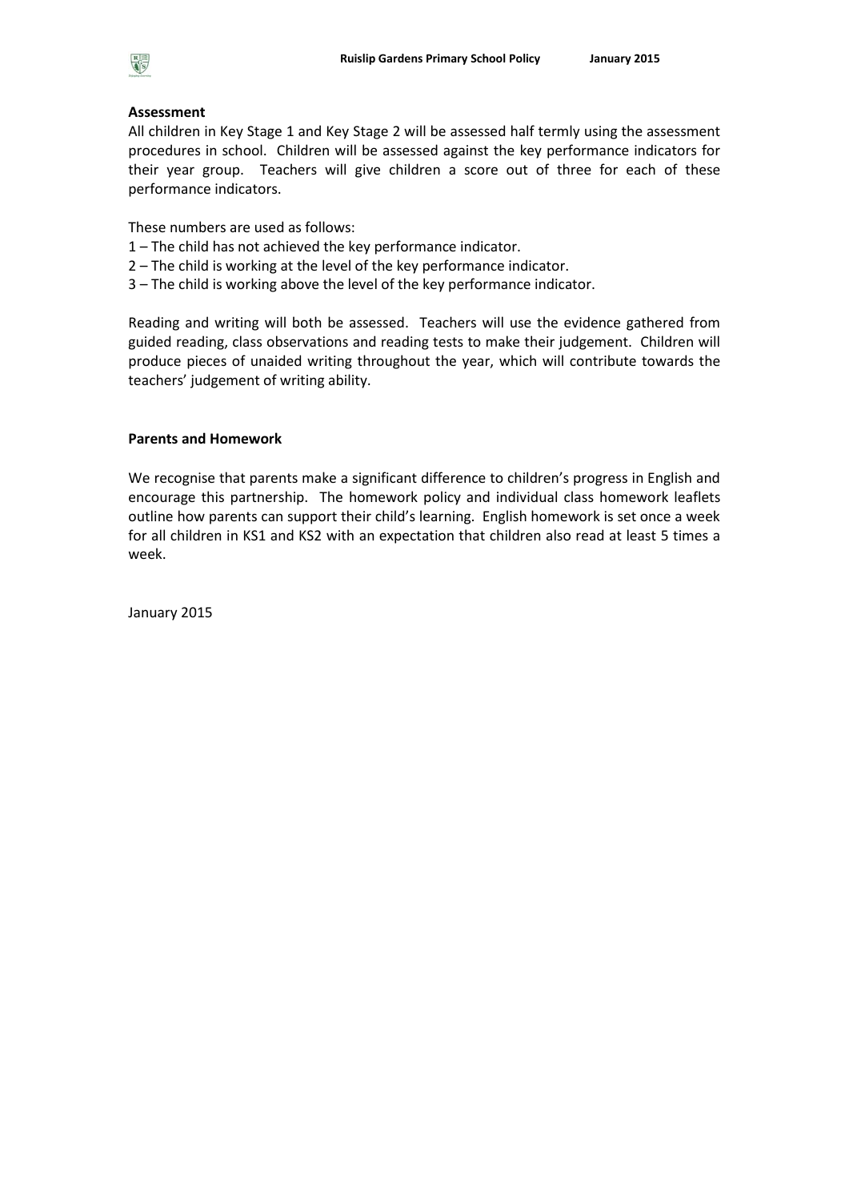**Assessment**

All children in Key Stage 1 and Key Stage 2 will be assessed half termly using the assessment procedures in school. Children will be assessed against the key performance indicators for their year group. Teachers will give children a score out of three for each of these performance indicators.

These numbers are used as follows:

1 – The child has not achieved the key performance indicator.
2 – The child is working at the level of the key performance indicator.
3 – The child is working above the level of the key performance indicator.

Reading and writing will both be assessed. Teachers will use the evidence gathered from guided reading, class observations and reading tests to make their judgement. Children will produce pieces of unaided writing throughout the year, which will contribute towards the teachers' judgement of writing ability.

**Parents and Homework**

We recognise that parents make a significant difference to children's progress in English and encourage this partnership. The homework policy and individual class homework leaflets outline how parents can support their child's learning. English homework is set once a week for all children in KS1 and KS2 with an expectation that children also read at least 5 times a week.

January 2015